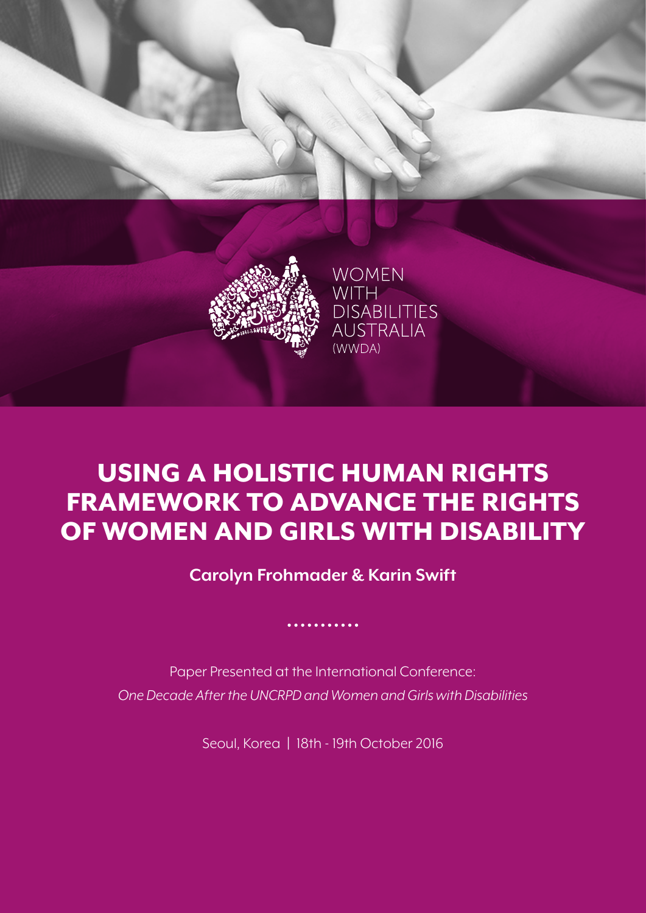WOMEN
WITH
DISABILITIES
AUSTRALIA
(WWDA)

# USING A HOLISTIC HUMAN RIGHTS FRAMEWORK TO ADVANCE THE RIGHTS OF WOMEN AND GIRLS WITH DISABILITY

**Carolyn Frohmader & Karin Swift**

Paper Presented at the International Conference:
*One Decade After the UNCRPD and Women and Girls with Disabilities*

Seoul, Korea | 18th - 19th October 2016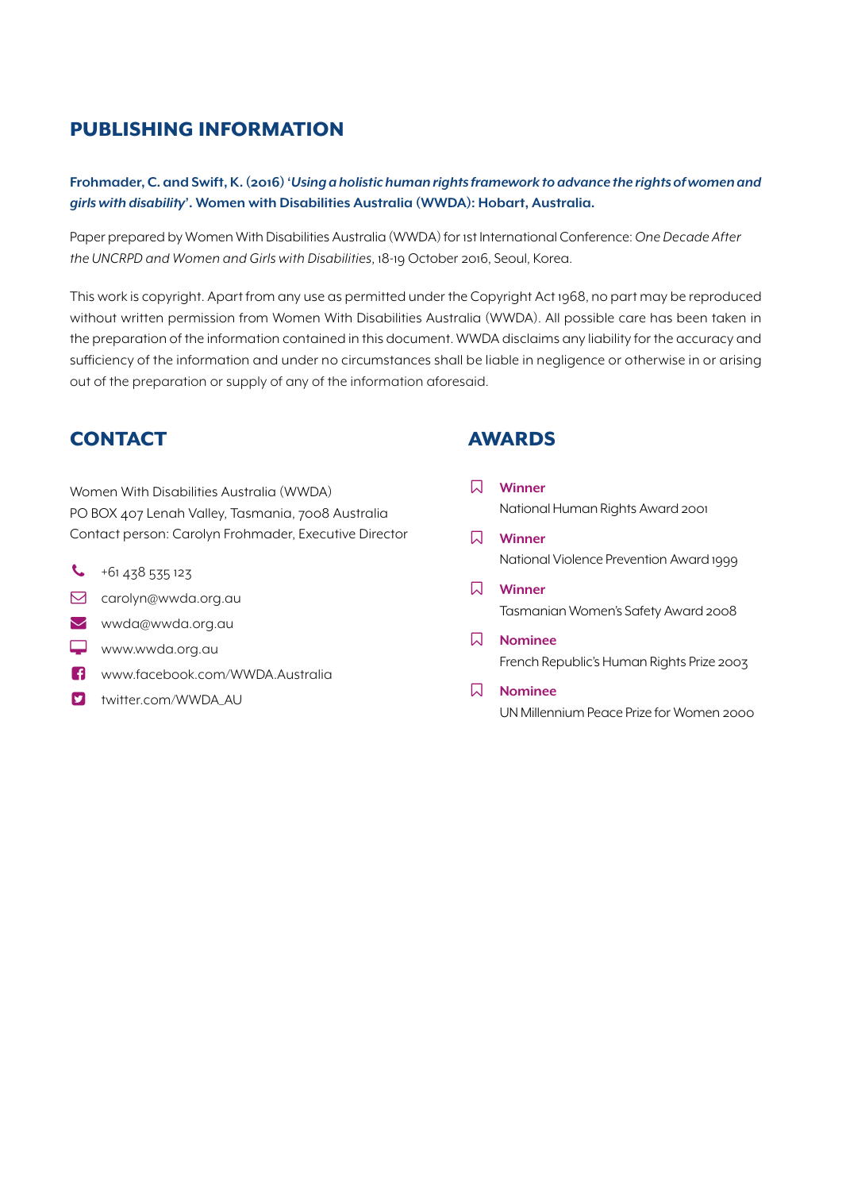## PUBLISHING INFORMATION

**Frohmader, C. and Swift, K. (2016) '*Using a holistic human rights framework to advance the rights of women and girls with disability*'. Women with Disabilities Australia (WWDA): Hobart, Australia.**

Paper prepared by Women With Disabilities Australia (WWDA) for 1st International Conference: *One Decade After the UNCRPD and Women and Girls with Disabilities*, 18-19 October 2016, Seoul, Korea.

This work is copyright. Apart from any use as permitted under the Copyright Act 1968, no part may be reproduced without written permission from Women With Disabilities Australia (WWDA). All possible care has been taken in the preparation of the information contained in this document. WWDA disclaims any liability for the accuracy and sufficiency of the information and under no circumstances shall be liable in negligence or otherwise in or arising out of the preparation or supply of any of the information aforesaid.

## CONTACT

Women With Disabilities Australia (WWDA)
PO BOX 407 Lenah Valley, Tasmania, 7008 Australia
Contact person: Carolyn Frohmader, Executive Director

- +61 438 535 123
- carolyn@wwda.org.au
- wwda@wwda.org.au
- www.wwda.org.au
- www.facebook.com/WWDA.Australia
- twitter.com/WWDA_AU

## AWARDS

- **Winner**
  National Human Rights Award 2001
- **Winner**
  National Violence Prevention Award 1999
- **Winner**
  Tasmanian Women's Safety Award 2008
- **Nominee**
  French Republic's Human Rights Prize 2003
- **Nominee**
  UN Millennium Peace Prize for Women 2000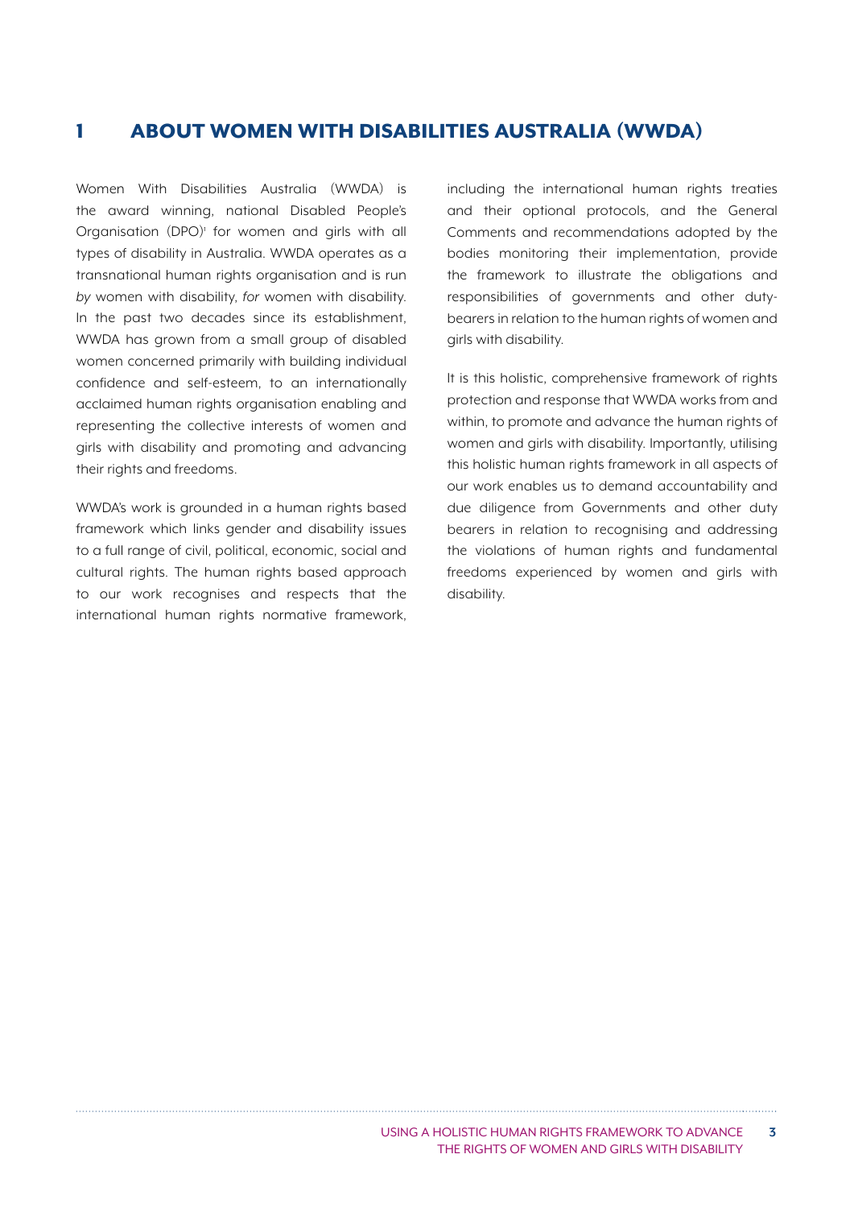# 1 ABOUT WOMEN WITH DISABILITIES AUSTRALIA (WWDA)

Women With Disabilities Australia (WWDA) is the award winning, national Disabled People's Organisation (DPO)[1] for women and girls with all types of disability in Australia. WWDA operates as a transnational human rights organisation and is run *by* women with disability, *for* women with disability. In the past two decades since its establishment, WWDA has grown from a small group of disabled women concerned primarily with building individual confidence and self-esteem, to an internationally acclaimed human rights organisation enabling and representing the collective interests of women and girls with disability and promoting and advancing their rights and freedoms.

WWDA's work is grounded in a human rights based framework which links gender and disability issues to a full range of civil, political, economic, social and cultural rights. The human rights based approach to our work recognises and respects that the international human rights normative framework, including the international human rights treaties and their optional protocols, and the General Comments and recommendations adopted by the bodies monitoring their implementation, provide the framework to illustrate the obligations and responsibilities of governments and other duty-bearers in relation to the human rights of women and girls with disability.

It is this holistic, comprehensive framework of rights protection and response that WWDA works from and within, to promote and advance the human rights of women and girls with disability. Importantly, utilising this holistic human rights framework in all aspects of our work enables us to demand accountability and due diligence from Governments and other duty bearers in relation to recognising and addressing the violations of human rights and fundamental freedoms experienced by women and girls with disability.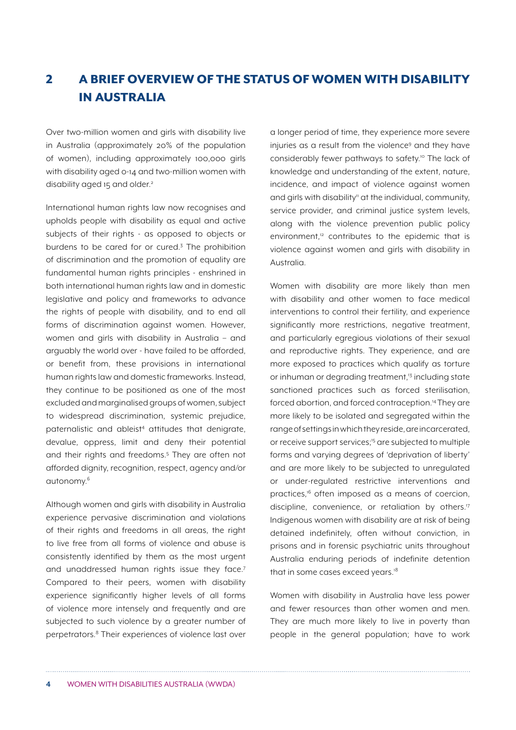## 2 A BRIEF OVERVIEW OF THE STATUS OF WOMEN WITH DISABILITY IN AUSTRALIA

Over two-million women and girls with disability live in Australia (approximately 20% of the population of women), including approximately 100,000 girls with disability aged 0-14 and two-million women with disability aged 15 and older.[2]

International human rights law now recognises and upholds people with disability as equal and active subjects of their rights - as opposed to objects or burdens to be cared for or cured.[3] The prohibition of discrimination and the promotion of equality are fundamental human rights principles - enshrined in both international human rights law and in domestic legislative and policy and frameworks to advance the rights of people with disability, and to end all forms of discrimination against women. However, women and girls with disability in Australia – and arguably the world over - have failed to be afforded, or benefit from, these provisions in international human rights law and domestic frameworks. Instead, they continue to be positioned as one of the most excluded and marginalised groups of women, subject to widespread discrimination, systemic prejudice, paternalistic and ableist[4] attitudes that denigrate, devalue, oppress, limit and deny their potential and their rights and freedoms.[5] They are often not afforded dignity, recognition, respect, agency and/or autonomy.[6]

Although women and girls with disability in Australia experience pervasive discrimination and violations of their rights and freedoms in all areas, the right to live free from all forms of violence and abuse is consistently identified by them as the most urgent and unaddressed human rights issue they face.[7] Compared to their peers, women with disability experience significantly higher levels of all forms of violence more intensely and frequently and are subjected to such violence by a greater number of perpetrators.[8] Their experiences of violence last over a longer period of time, they experience more severe injuries as a result from the violence[9] and they have considerably fewer pathways to safety.[10] The lack of knowledge and understanding of the extent, nature, incidence, and impact of violence against women and girls with disability[11] at the individual, community, service provider, and criminal justice system levels, along with the violence prevention public policy environment,[12] contributes to the epidemic that is violence against women and girls with disability in Australia.

Women with disability are more likely than men with disability and other women to face medical interventions to control their fertility, and experience significantly more restrictions, negative treatment, and particularly egregious violations of their sexual and reproductive rights. They experience, and are more exposed to practices which qualify as torture or inhuman or degrading treatment,[13] including state sanctioned practices such as forced sterilisation, forced abortion, and forced contraception.[14] They are more likely to be isolated and segregated within the range of settings in which they reside, are incarcerated, or receive support services;[15] are subjected to multiple forms and varying degrees of 'deprivation of liberty' and are more likely to be subjected to unregulated or under-regulated restrictive interventions and practices,[16] often imposed as a means of coercion, discipline, convenience, or retaliation by others.[17] Indigenous women with disability are at risk of being detained indefinitely, often without conviction, in prisons and in forensic psychiatric units throughout Australia enduring periods of indefinite detention that in some cases exceed years.[18]

Women with disability in Australia have less power and fewer resources than other women and men. They are much more likely to live in poverty than people in the general population; have to work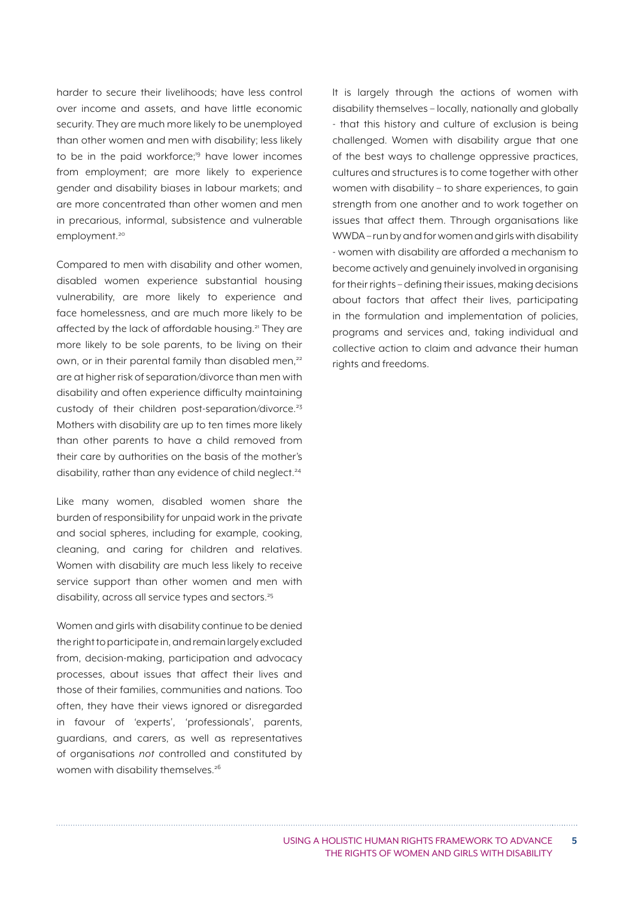harder to secure their livelihoods; have less control over income and assets, and have little economic security. They are much more likely to be unemployed than other women and men with disability; less likely to be in the paid workforce;[19] have lower incomes from employment; are more likely to experience gender and disability biases in labour markets; and are more concentrated than other women and men in precarious, informal, subsistence and vulnerable employment.[20]

Compared to men with disability and other women, disabled women experience substantial housing vulnerability, are more likely to experience and face homelessness, and are much more likely to be affected by the lack of affordable housing.[21] They are more likely to be sole parents, to be living on their own, or in their parental family than disabled men,[22] are at higher risk of separation/divorce than men with disability and often experience difficulty maintaining custody of their children post-separation/divorce.[23] Mothers with disability are up to ten times more likely than other parents to have a child removed from their care by authorities on the basis of the mother's disability, rather than any evidence of child neglect.[24]

Like many women, disabled women share the burden of responsibility for unpaid work in the private and social spheres, including for example, cooking, cleaning, and caring for children and relatives. Women with disability are much less likely to receive service support than other women and men with disability, across all service types and sectors.[25]

Women and girls with disability continue to be denied the right to participate in, and remain largely excluded from, decision-making, participation and advocacy processes, about issues that affect their lives and those of their families, communities and nations. Too often, they have their views ignored or disregarded in favour of 'experts', 'professionals', parents, guardians, and carers, as well as representatives of organisations *not* controlled and constituted by women with disability themselves.[26]

It is largely through the actions of women with disability themselves – locally, nationally and globally - that this history and culture of exclusion is being challenged. Women with disability argue that one of the best ways to challenge oppressive practices, cultures and structures is to come together with other women with disability – to share experiences, to gain strength from one another and to work together on issues that affect them. Through organisations like WWDA – run by and for women and girls with disability - women with disability are afforded a mechanism to become actively and genuinely involved in organising for their rights – defining their issues, making decisions about factors that affect their lives, participating in the formulation and implementation of policies, programs and services and, taking individual and collective action to claim and advance their human rights and freedoms.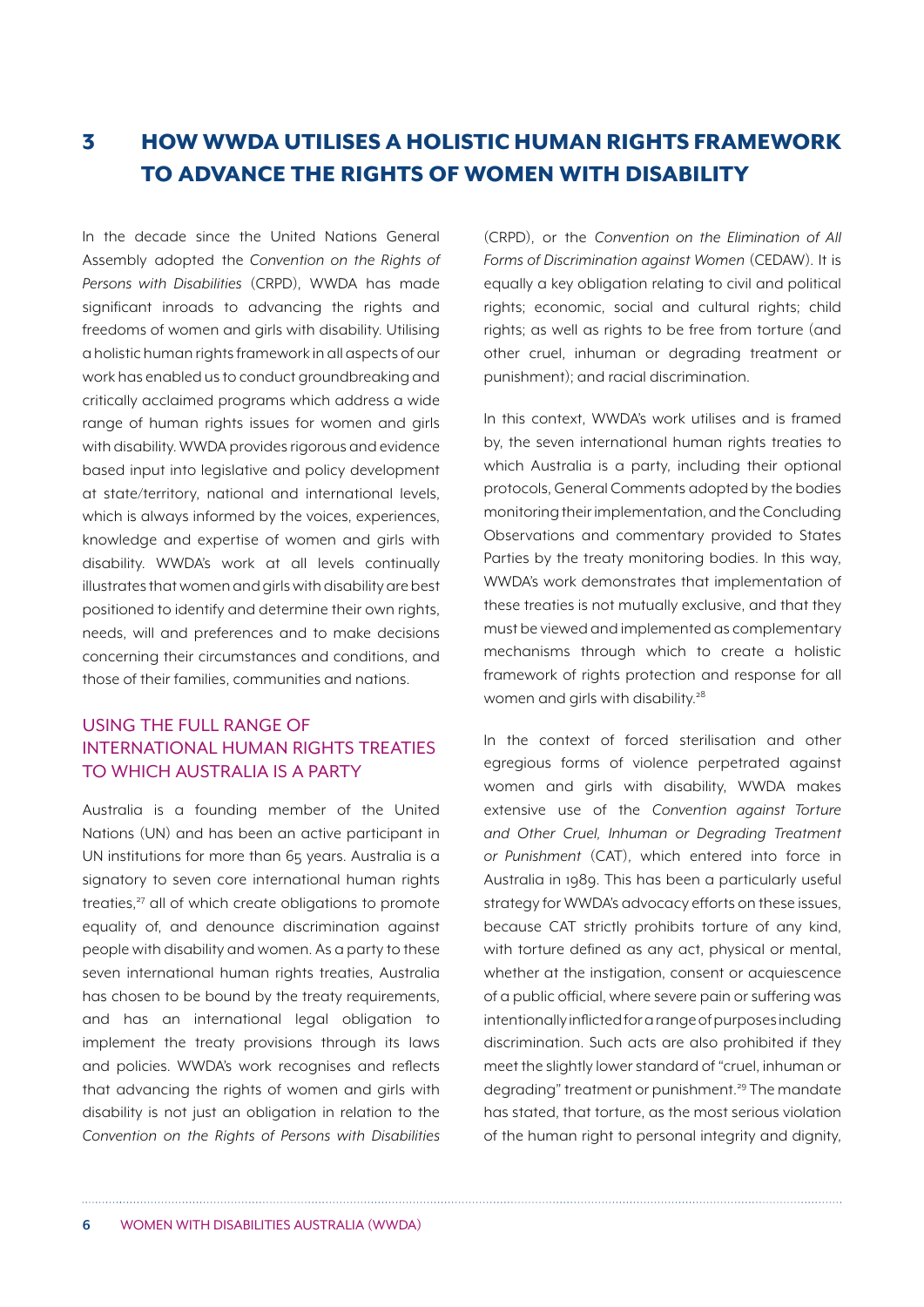# 3 HOW WWDA UTILISES A HOLISTIC HUMAN RIGHTS FRAMEWORK TO ADVANCE THE RIGHTS OF WOMEN WITH DISABILITY

In the decade since the United Nations General Assembly adopted the *Convention on the Rights of Persons with Disabilities* (CRPD), WWDA has made significant inroads to advancing the rights and freedoms of women and girls with disability. Utilising a holistic human rights framework in all aspects of our work has enabled us to conduct groundbreaking and critically acclaimed programs which address a wide range of human rights issues for women and girls with disability. WWDA provides rigorous and evidence based input into legislative and policy development at state/territory, national and international levels, which is always informed by the voices, experiences, knowledge and expertise of women and girls with disability. WWDA's work at all levels continually illustrates that women and girls with disability are best positioned to identify and determine their own rights, needs, will and preferences and to make decisions concerning their circumstances and conditions, and those of their families, communities and nations.

## USING THE FULL RANGE OF INTERNATIONAL HUMAN RIGHTS TREATIES TO WHICH AUSTRALIA IS A PARTY

Australia is a founding member of the United Nations (UN) and has been an active participant in UN institutions for more than 65 years. Australia is a signatory to seven core international human rights treaties,[27] all of which create obligations to promote equality of, and denounce discrimination against people with disability and women. As a party to these seven international human rights treaties, Australia has chosen to be bound by the treaty requirements, and has an international legal obligation to implement the treaty provisions through its laws and policies. WWDA's work recognises and reflects that advancing the rights of women and girls with disability is not just an obligation in relation to the *Convention on the Rights of Persons with Disabilities* (CRPD), or the *Convention on the Elimination of All Forms of Discrimination against Women* (CEDAW). It is equally a key obligation relating to civil and political rights; economic, social and cultural rights; child rights; as well as rights to be free from torture (and other cruel, inhuman or degrading treatment or punishment); and racial discrimination.

In this context, WWDA's work utilises and is framed by, the seven international human rights treaties to which Australia is a party, including their optional protocols, General Comments adopted by the bodies monitoring their implementation, and the Concluding Observations and commentary provided to States Parties by the treaty monitoring bodies. In this way, WWDA's work demonstrates that implementation of these treaties is not mutually exclusive, and that they must be viewed and implemented as complementary mechanisms through which to create a holistic framework of rights protection and response for all women and girls with disability.[28]

In the context of forced sterilisation and other egregious forms of violence perpetrated against women and girls with disability, WWDA makes extensive use of the *Convention against Torture and Other Cruel, Inhuman or Degrading Treatment or Punishment* (CAT), which entered into force in Australia in 1989. This has been a particularly useful strategy for WWDA's advocacy efforts on these issues, because CAT strictly prohibits torture of any kind, with torture defined as any act, physical or mental, whether at the instigation, consent or acquiescence of a public official, where severe pain or suffering was intentionally inflicted for a range of purposes including discrimination. Such acts are also prohibited if they meet the slightly lower standard of "cruel, inhuman or degrading" treatment or punishment.[29] The mandate has stated, that torture, as the most serious violation of the human right to personal integrity and dignity,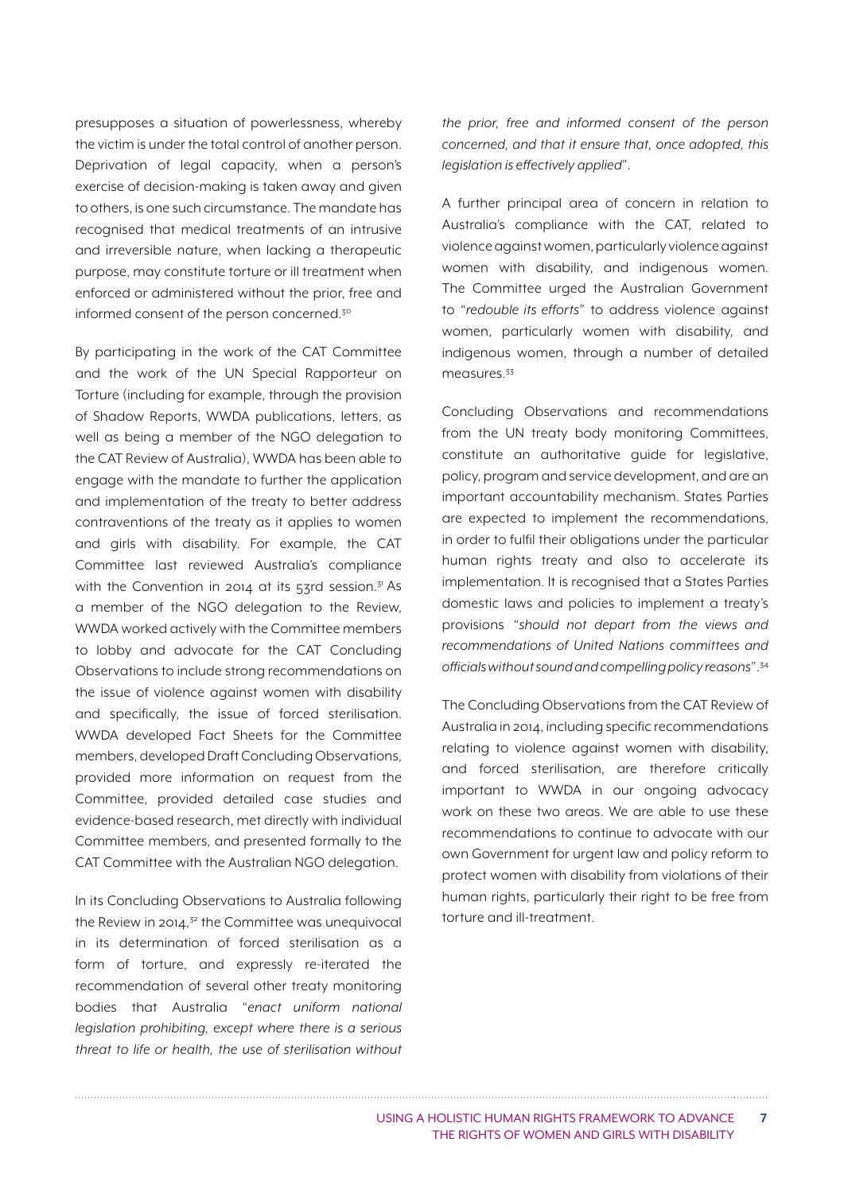presupposes a situation of powerlessness, whereby the victim is under the total control of another person. Deprivation of legal capacity, when a person's exercise of decision-making is taken away and given to others, is one such circumstance. The mandate has recognised that medical treatments of an intrusive and irreversible nature, when lacking a therapeutic purpose, may constitute torture or ill treatment when enforced or administered without the prior, free and informed consent of the person concerned.[30]

By participating in the work of the CAT Committee and the work of the UN Special Rapporteur on Torture (including for example, through the provision of Shadow Reports, WWDA publications, letters, as well as being a member of the NGO delegation to the CAT Review of Australia), WWDA has been able to engage with the mandate to further the application and implementation of the treaty to better address contraventions of the treaty as it applies to women and girls with disability. For example, the CAT Committee last reviewed Australia's compliance with the Convention in 2014 at its 53rd session.[31] As a member of the NGO delegation to the Review, WWDA worked actively with the Committee members to lobby and advocate for the CAT Concluding Observations to include strong recommendations on the issue of violence against women with disability and specifically, the issue of forced sterilisation. WWDA developed Fact Sheets for the Committee members, developed Draft Concluding Observations, provided more information on request from the Committee, provided detailed case studies and evidence-based research, met directly with individual Committee members, and presented formally to the CAT Committee with the Australian NGO delegation.

In its Concluding Observations to Australia following the Review in 2014,[32] the Committee was unequivocal in its determination of forced sterilisation as a form of torture, and expressly re-iterated the recommendation of several other treaty monitoring bodies that Australia "*enact uniform national legislation prohibiting, except where there is a serious threat to life or health, the use of sterilisation without the prior, free and informed consent of the person concerned, and that it ensure that, once adopted, this legislation is effectively applied*".

A further principal area of concern in relation to Australia's compliance with the CAT, related to violence against women, particularly violence against women with disability, and indigenous women. The Committee urged the Australian Government to "*redouble its efforts*" to address violence against women, particularly women with disability, and indigenous women, through a number of detailed measures.[33]

Concluding Observations and recommendations from the UN treaty body monitoring Committees, constitute an authoritative guide for legislative, policy, program and service development, and are an important accountability mechanism. States Parties are expected to implement the recommendations, in order to fulfil their obligations under the particular human rights treaty and also to accelerate its implementation. It is recognised that a States Parties domestic laws and policies to implement a treaty's provisions "*should not depart from the views and recommendations of United Nations committees and officials without sound and compelling policy reasons*".[34]

The Concluding Observations from the CAT Review of Australia in 2014, including specific recommendations relating to violence against women with disability, and forced sterilisation, are therefore critically important to WWDA in our ongoing advocacy work on these two areas. We are able to use these recommendations to continue to advocate with our own Government for urgent law and policy reform to protect women with disability from violations of their human rights, particularly their right to be free from torture and ill-treatment.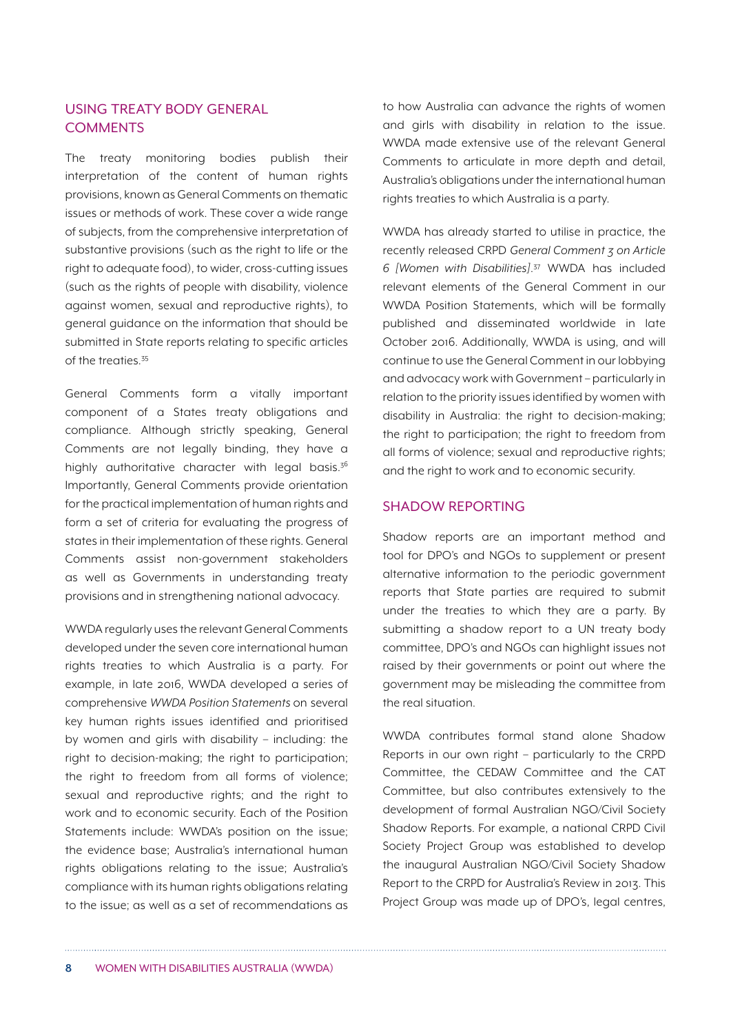## USING TREATY BODY GENERAL COMMENTS

The treaty monitoring bodies publish their interpretation of the content of human rights provisions, known as General Comments on thematic issues or methods of work. These cover a wide range of subjects, from the comprehensive interpretation of substantive provisions (such as the right to life or the right to adequate food), to wider, cross-cutting issues (such as the rights of people with disability, violence against women, sexual and reproductive rights), to general guidance on the information that should be submitted in State reports relating to specific articles of the treaties.[35]

General Comments form a vitally important component of a States treaty obligations and compliance. Although strictly speaking, General Comments are not legally binding, they have a highly authoritative character with legal basis.[36] Importantly, General Comments provide orientation for the practical implementation of human rights and form a set of criteria for evaluating the progress of states in their implementation of these rights. General Comments assist non-government stakeholders as well as Governments in understanding treaty provisions and in strengthening national advocacy.

WWDA regularly uses the relevant General Comments developed under the seven core international human rights treaties to which Australia is a party. For example, in late 2016, WWDA developed a series of comprehensive *WWDA Position Statements* on several key human rights issues identified and prioritised by women and girls with disability – including: the right to decision-making; the right to participation; the right to freedom from all forms of violence; sexual and reproductive rights; and the right to work and to economic security. Each of the Position Statements include: WWDA's position on the issue; the evidence base; Australia's international human rights obligations relating to the issue; Australia's compliance with its human rights obligations relating to the issue; as well as a set of recommendations as to how Australia can advance the rights of women and girls with disability in relation to the issue. WWDA made extensive use of the relevant General Comments to articulate in more depth and detail, Australia's obligations under the international human rights treaties to which Australia is a party.

WWDA has already started to utilise in practice, the recently released CRPD *General Comment 3 on Article 6 [Women with Disabilities]*.[37] WWDA has included relevant elements of the General Comment in our WWDA Position Statements, which will be formally published and disseminated worldwide in late October 2016. Additionally, WWDA is using, and will continue to use the General Comment in our lobbying and advocacy work with Government – particularly in relation to the priority issues identified by women with disability in Australia: the right to decision-making; the right to participation; the right to freedom from all forms of violence; sexual and reproductive rights; and the right to work and to economic security.

## SHADOW REPORTING

Shadow reports are an important method and tool for DPO's and NGOs to supplement or present alternative information to the periodic government reports that State parties are required to submit under the treaties to which they are a party. By submitting a shadow report to a UN treaty body committee, DPO's and NGOs can highlight issues not raised by their governments or point out where the government may be misleading the committee from the real situation.

WWDA contributes formal stand alone Shadow Reports in our own right – particularly to the CRPD Committee, the CEDAW Committee and the CAT Committee, but also contributes extensively to the development of formal Australian NGO/Civil Society Shadow Reports. For example, a national CRPD Civil Society Project Group was established to develop the inaugural Australian NGO/Civil Society Shadow Report to the CRPD for Australia's Review in 2013. This Project Group was made up of DPO's, legal centres,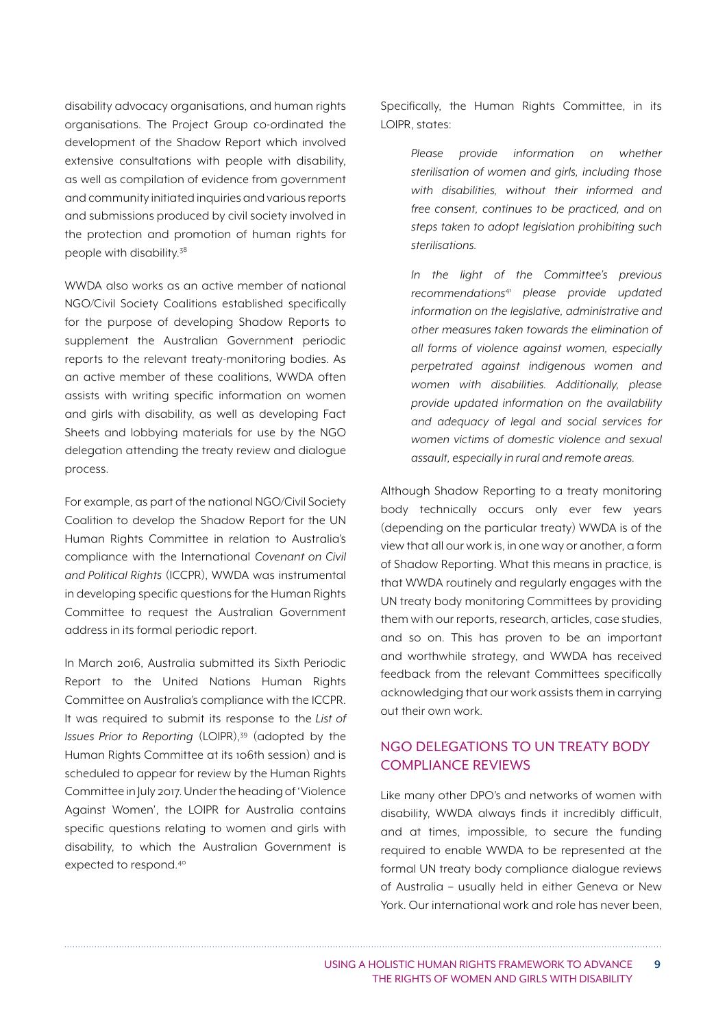disability advocacy organisations, and human rights organisations. The Project Group co-ordinated the development of the Shadow Report which involved extensive consultations with people with disability, as well as compilation of evidence from government and community initiated inquiries and various reports and submissions produced by civil society involved in the protection and promotion of human rights for people with disability.[38]

WWDA also works as an active member of national NGO/Civil Society Coalitions established specifically for the purpose of developing Shadow Reports to supplement the Australian Government periodic reports to the relevant treaty-monitoring bodies. As an active member of these coalitions, WWDA often assists with writing specific information on women and girls with disability, as well as developing Fact Sheets and lobbying materials for use by the NGO delegation attending the treaty review and dialogue process.

For example, as part of the national NGO/Civil Society Coalition to develop the Shadow Report for the UN Human Rights Committee in relation to Australia's compliance with the International *Covenant on Civil and Political Rights* (ICCPR), WWDA was instrumental in developing specific questions for the Human Rights Committee to request the Australian Government address in its formal periodic report.

In March 2016, Australia submitted its Sixth Periodic Report to the United Nations Human Rights Committee on Australia's compliance with the ICCPR. It was required to submit its response to the *List of Issues Prior to Reporting* (LOIPR),[39] (adopted by the Human Rights Committee at its 106th session) and is scheduled to appear for review by the Human Rights Committee in July 2017. Under the heading of 'Violence Against Women', the LOIPR for Australia contains specific questions relating to women and girls with disability, to which the Australian Government is expected to respond.[40]

Specifically, the Human Rights Committee, in its LOIPR, states:

> *Please provide information on whether sterilisation of women and girls, including those with disabilities, without their informed and free consent, continues to be practiced, and on steps taken to adopt legislation prohibiting such sterilisations.*
>
> *In the light of the Committee's previous recommendations[41] please provide updated information on the legislative, administrative and other measures taken towards the elimination of all forms of violence against women, especially perpetrated against indigenous women and women with disabilities. Additionally, please provide updated information on the availability and adequacy of legal and social services for women victims of domestic violence and sexual assault, especially in rural and remote areas.*

Although Shadow Reporting to a treaty monitoring body technically occurs only ever few years (depending on the particular treaty) WWDA is of the view that all our work is, in one way or another, a form of Shadow Reporting. What this means in practice, is that WWDA routinely and regularly engages with the UN treaty body monitoring Committees by providing them with our reports, research, articles, case studies, and so on. This has proven to be an important and worthwhile strategy, and WWDA has received feedback from the relevant Committees specifically acknowledging that our work assists them in carrying out their own work.

## NGO DELEGATIONS TO UN TREATY BODY COMPLIANCE REVIEWS

Like many other DPO's and networks of women with disability, WWDA always finds it incredibly difficult, and at times, impossible, to secure the funding required to enable WWDA to be represented at the formal UN treaty body compliance dialogue reviews of Australia – usually held in either Geneva or New York. Our international work and role has never been,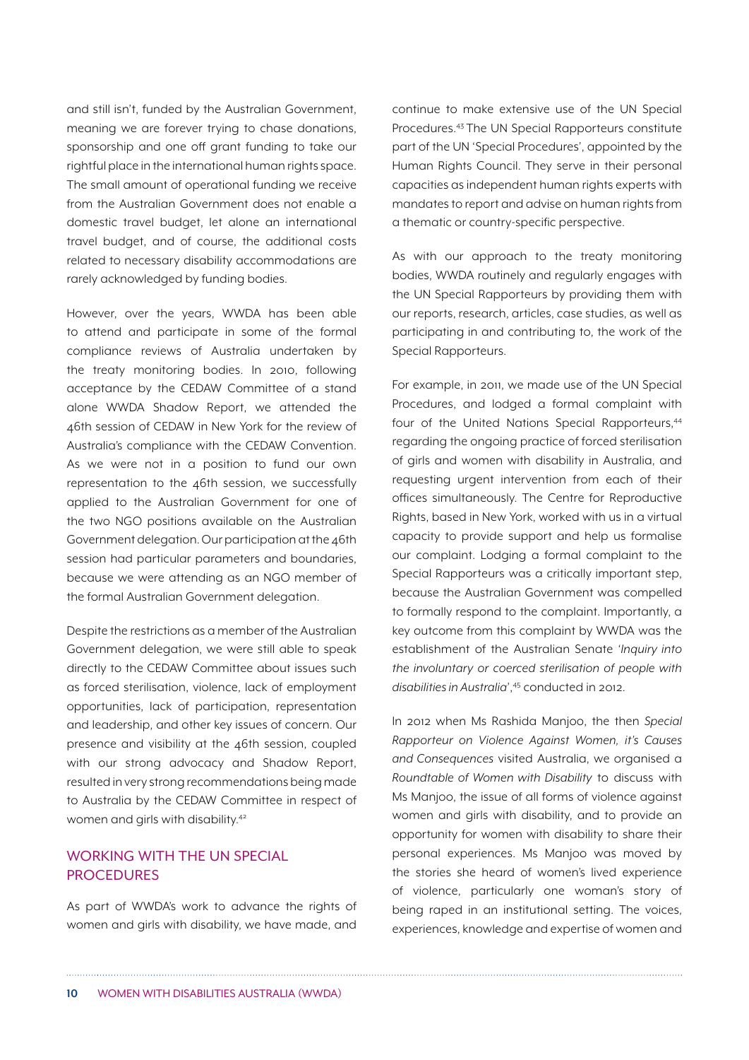and still isn't, funded by the Australian Government, meaning we are forever trying to chase donations, sponsorship and one off grant funding to take our rightful place in the international human rights space. The small amount of operational funding we receive from the Australian Government does not enable a domestic travel budget, let alone an international travel budget, and of course, the additional costs related to necessary disability accommodations are rarely acknowledged by funding bodies.

However, over the years, WWDA has been able to attend and participate in some of the formal compliance reviews of Australia undertaken by the treaty monitoring bodies. In 2010, following acceptance by the CEDAW Committee of a stand alone WWDA Shadow Report, we attended the 46th session of CEDAW in New York for the review of Australia's compliance with the CEDAW Convention. As we were not in a position to fund our own representation to the 46th session, we successfully applied to the Australian Government for one of the two NGO positions available on the Australian Government delegation. Our participation at the 46th session had particular parameters and boundaries, because we were attending as an NGO member of the formal Australian Government delegation.

Despite the restrictions as a member of the Australian Government delegation, we were still able to speak directly to the CEDAW Committee about issues such as forced sterilisation, violence, lack of employment opportunities, lack of participation, representation and leadership, and other key issues of concern. Our presence and visibility at the 46th session, coupled with our strong advocacy and Shadow Report, resulted in very strong recommendations being made to Australia by the CEDAW Committee in respect of women and girls with disability.[42]

## WORKING WITH THE UN SPECIAL PROCEDURES

As part of WWDA's work to advance the rights of women and girls with disability, we have made, and continue to make extensive use of the UN Special Procedures.[43] The UN Special Rapporteurs constitute part of the UN 'Special Procedures', appointed by the Human Rights Council. They serve in their personal capacities as independent human rights experts with mandates to report and advise on human rights from a thematic or country-specific perspective.

As with our approach to the treaty monitoring bodies, WWDA routinely and regularly engages with the UN Special Rapporteurs by providing them with our reports, research, articles, case studies, as well as participating in and contributing to, the work of the Special Rapporteurs.

For example, in 2011, we made use of the UN Special Procedures, and lodged a formal complaint with four of the United Nations Special Rapporteurs,[44] regarding the ongoing practice of forced sterilisation of girls and women with disability in Australia, and requesting urgent intervention from each of their offices simultaneously. The Centre for Reproductive Rights, based in New York, worked with us in a virtual capacity to provide support and help us formalise our complaint. Lodging a formal complaint to the Special Rapporteurs was a critically important step, because the Australian Government was compelled to formally respond to the complaint. Importantly, a key outcome from this complaint by WWDA was the establishment of the Australian Senate *'Inquiry into the involuntary or coerced sterilisation of people with disabilities in Australia'*,[45] conducted in 2012.

In 2012 when Ms Rashida Manjoo, the then *Special Rapporteur on Violence Against Women, it's Causes and Consequences* visited Australia, we organised a *Roundtable of Women with Disability* to discuss with Ms Manjoo, the issue of all forms of violence against women and girls with disability, and to provide an opportunity for women with disability to share their personal experiences. Ms Manjoo was moved by the stories she heard of women's lived experience of violence, particularly one woman's story of being raped in an institutional setting. The voices, experiences, knowledge and expertise of women and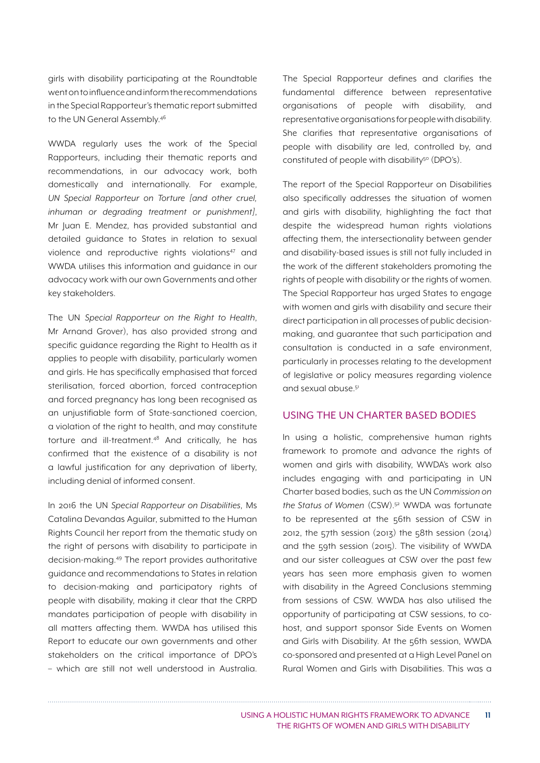girls with disability participating at the Roundtable went on to influence and inform the recommendations in the Special Rapporteur's thematic report submitted to the UN General Assembly.[46]

WWDA regularly uses the work of the Special Rapporteurs, including their thematic reports and recommendations, in our advocacy work, both domestically and internationally. For example, *UN Special Rapporteur on Torture [and other cruel, inhuman or degrading treatment or punishment]*, Mr Juan E. Mendez, has provided substantial and detailed guidance to States in relation to sexual violence and reproductive rights violations[47] and WWDA utilises this information and guidance in our advocacy work with our own Governments and other key stakeholders.

The UN *Special Rapporteur on the Right to Health*, Mr Arnand Grover), has also provided strong and specific guidance regarding the Right to Health as it applies to people with disability, particularly women and girls. He has specifically emphasised that forced sterilisation, forced abortion, forced contraception and forced pregnancy has long been recognised as an unjustifiable form of State-sanctioned coercion, a violation of the right to health, and may constitute torture and ill-treatment.[48] And critically, he has confirmed that the existence of a disability is not a lawful justification for any deprivation of liberty, including denial of informed consent.

In 2016 the UN *Special Rapporteur on Disabilities*, Ms Catalina Devandas Aguilar, submitted to the Human Rights Council her report from the thematic study on the right of persons with disability to participate in decision-making.[49] The report provides authoritative guidance and recommendations to States in relation to decision-making and participatory rights of people with disability, making it clear that the CRPD mandates participation of people with disability in all matters affecting them. WWDA has utilised this Report to educate our own governments and other stakeholders on the critical importance of DPO's – which are still not well understood in Australia. The Special Rapporteur defines and clarifies the fundamental difference between representative organisations of people with disability, and representative organisations for people with disability. She clarifies that representative organisations of people with disability are led, controlled by, and constituted of people with disability[50] (DPO's).

The report of the Special Rapporteur on Disabilities also specifically addresses the situation of women and girls with disability, highlighting the fact that despite the widespread human rights violations affecting them, the intersectionality between gender and disability-based issues is still not fully included in the work of the different stakeholders promoting the rights of people with disability or the rights of women. The Special Rapporteur has urged States to engage with women and girls with disability and secure their direct participation in all processes of public decision-making, and guarantee that such participation and consultation is conducted in a safe environment, particularly in processes relating to the development of legislative or policy measures regarding violence and sexual abuse.[51]

## USING THE UN CHARTER BASED BODIES

In using a holistic, comprehensive human rights framework to promote and advance the rights of women and girls with disability, WWDA's work also includes engaging with and participating in UN Charter based bodies, such as the UN *Commission on the Status of Women* (CSW).[52] WWDA was fortunate to be represented at the 56th session of CSW in 2012, the 57th session (2013) the 58th session (2014) and the 59th session (2015). The visibility of WWDA and our sister colleagues at CSW over the past few years has seen more emphasis given to women with disability in the Agreed Conclusions stemming from sessions of CSW. WWDA has also utilised the opportunity of participating at CSW sessions, to co-host, and support sponsor Side Events on Women and Girls with Disability. At the 56th session, WWDA co-sponsored and presented at a High Level Panel on Rural Women and Girls with Disabilities. This was a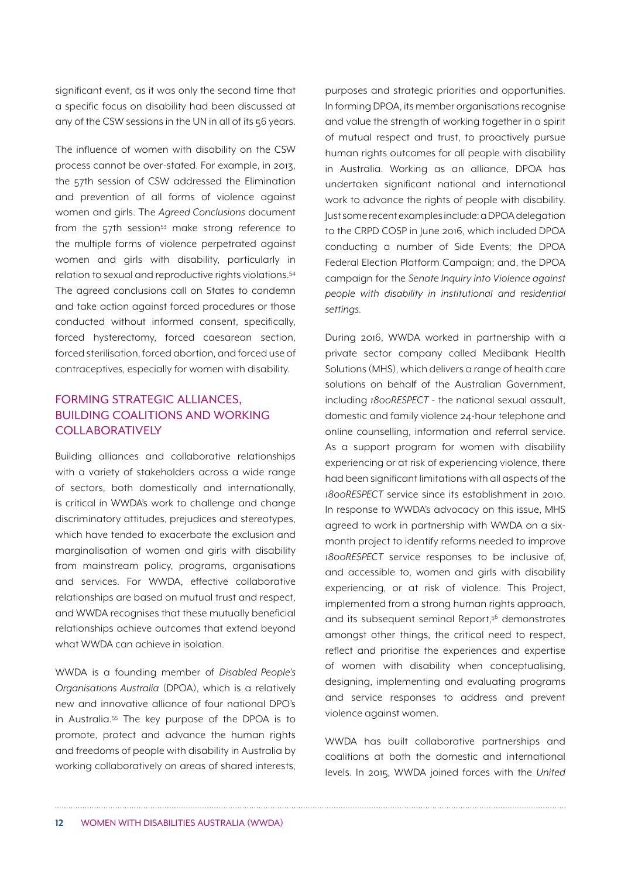significant event, as it was only the second time that a specific focus on disability had been discussed at any of the CSW sessions in the UN in all of its 56 years.

The influence of women with disability on the CSW process cannot be over-stated. For example, in 2013, the 57th session of CSW addressed the Elimination and prevention of all forms of violence against women and girls. The *Agreed Conclusions* document from the 57th session[53] make strong reference to the multiple forms of violence perpetrated against women and girls with disability, particularly in relation to sexual and reproductive rights violations.[54] The agreed conclusions call on States to condemn and take action against forced procedures or those conducted without informed consent, specifically, forced hysterectomy, forced caesarean section, forced sterilisation, forced abortion, and forced use of contraceptives, especially for women with disability.

## FORMING STRATEGIC ALLIANCES, BUILDING COALITIONS AND WORKING COLLABORATIVELY

Building alliances and collaborative relationships with a variety of stakeholders across a wide range of sectors, both domestically and internationally, is critical in WWDA's work to challenge and change discriminatory attitudes, prejudices and stereotypes, which have tended to exacerbate the exclusion and marginalisation of women and girls with disability from mainstream policy, programs, organisations and services. For WWDA, effective collaborative relationships are based on mutual trust and respect, and WWDA recognises that these mutually beneficial relationships achieve outcomes that extend beyond what WWDA can achieve in isolation.

WWDA is a founding member of *Disabled People's Organisations Australia* (DPOA), which is a relatively new and innovative alliance of four national DPO's in Australia.[55] The key purpose of the DPOA is to promote, protect and advance the human rights and freedoms of people with disability in Australia by working collaboratively on areas of shared interests, purposes and strategic priorities and opportunities. In forming DPOA, its member organisations recognise and value the strength of working together in a spirit of mutual respect and trust, to proactively pursue human rights outcomes for all people with disability in Australia. Working as an alliance, DPOA has undertaken significant national and international work to advance the rights of people with disability. Just some recent examples include: a DPOA delegation to the CRPD COSP in June 2016, which included DPOA conducting a number of Side Events; the DPOA Federal Election Platform Campaign; and, the DPOA campaign for the *Senate Inquiry into Violence against people with disability in institutional and residential settings*.

During 2016, WWDA worked in partnership with a private sector company called Medibank Health Solutions (MHS), which delivers a range of health care solutions on behalf of the Australian Government, including *1800RESPECT* - the national sexual assault, domestic and family violence 24-hour telephone and online counselling, information and referral service. As a support program for women with disability experiencing or at risk of experiencing violence, there had been significant limitations with all aspects of the *1800RESPECT* service since its establishment in 2010. In response to WWDA's advocacy on this issue, MHS agreed to work in partnership with WWDA on a six-month project to identify reforms needed to improve *1800RESPECT* service responses to be inclusive of, and accessible to, women and girls with disability experiencing, or at risk of violence. This Project, implemented from a strong human rights approach, and its subsequent seminal Report,[56] demonstrates amongst other things, the critical need to respect, reflect and prioritise the experiences and expertise of women with disability when conceptualising, designing, implementing and evaluating programs and service responses to address and prevent violence against women.

WWDA has built collaborative partnerships and coalitions at both the domestic and international levels. In 2015, WWDA joined forces with the *United*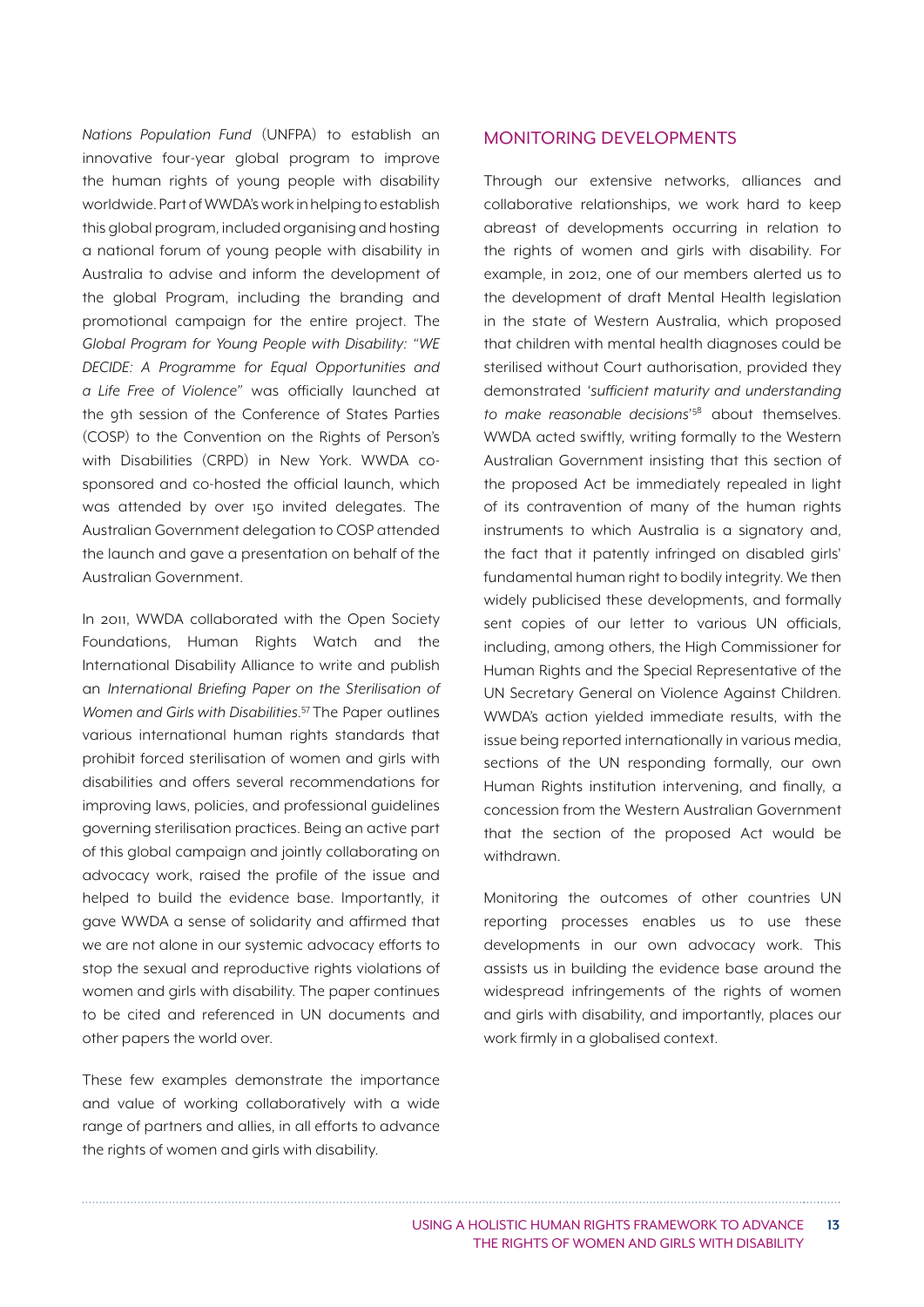*Nations Population Fund* (UNFPA) to establish an innovative four-year global program to improve the human rights of young people with disability worldwide. Part of WWDA's work in helping to establish this global program, included organising and hosting a national forum of young people with disability in Australia to advise and inform the development of the global Program, including the branding and promotional campaign for the entire project. The *Global Program for Young People with Disability: "WE DECIDE: A Programme for Equal Opportunities and a Life Free of Violence"* was officially launched at the 9th session of the Conference of States Parties (COSP) to the Convention on the Rights of Person's with Disabilities (CRPD) in New York. WWDA co-sponsored and co-hosted the official launch, which was attended by over 150 invited delegates. The Australian Government delegation to COSP attended the launch and gave a presentation on behalf of the Australian Government.

In 2011, WWDA collaborated with the Open Society Foundations, Human Rights Watch and the International Disability Alliance to write and publish an *International Briefing Paper on the Sterilisation of Women and Girls with Disabilities*.[57] The Paper outlines various international human rights standards that prohibit forced sterilisation of women and girls with disabilities and offers several recommendations for improving laws, policies, and professional guidelines governing sterilisation practices. Being an active part of this global campaign and jointly collaborating on advocacy work, raised the profile of the issue and helped to build the evidence base. Importantly, it gave WWDA a sense of solidarity and affirmed that we are not alone in our systemic advocacy efforts to stop the sexual and reproductive rights violations of women and girls with disability. The paper continues to be cited and referenced in UN documents and other papers the world over.

These few examples demonstrate the importance and value of working collaboratively with a wide range of partners and allies, in all efforts to advance the rights of women and girls with disability.

## MONITORING DEVELOPMENTS

Through our extensive networks, alliances and collaborative relationships, we work hard to keep abreast of developments occurring in relation to the rights of women and girls with disability. For example, in 2012, one of our members alerted us to the development of draft Mental Health legislation in the state of Western Australia, which proposed that children with mental health diagnoses could be sterilised without Court authorisation, provided they demonstrated '*sufficient maturity and understanding to make reasonable decisions*'[58] about themselves. WWDA acted swiftly, writing formally to the Western Australian Government insisting that this section of the proposed Act be immediately repealed in light of its contravention of many of the human rights instruments to which Australia is a signatory and, the fact that it patently infringed on disabled girls' fundamental human right to bodily integrity. We then widely publicised these developments, and formally sent copies of our letter to various UN officials, including, among others, the High Commissioner for Human Rights and the Special Representative of the UN Secretary General on Violence Against Children. WWDA's action yielded immediate results, with the issue being reported internationally in various media, sections of the UN responding formally, our own Human Rights institution intervening, and finally, a concession from the Western Australian Government that the section of the proposed Act would be withdrawn.

Monitoring the outcomes of other countries UN reporting processes enables us to use these developments in our own advocacy work. This assists us in building the evidence base around the widespread infringements of the rights of women and girls with disability, and importantly, places our work firmly in a globalised context.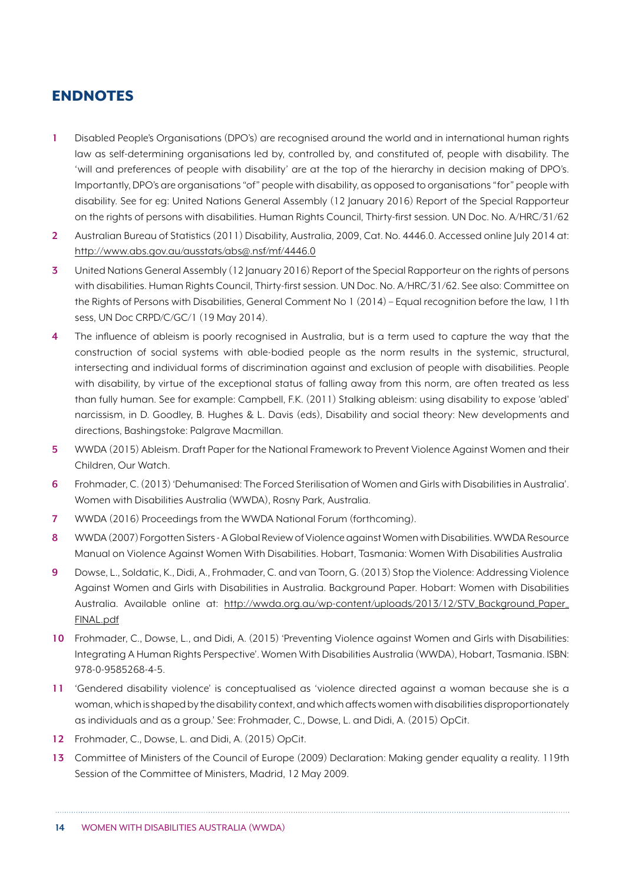## ENDNOTES

1. Disabled People's Organisations (DPO's) are recognised around the world and in international human rights law as self-determining organisations led by, controlled by, and constituted of, people with disability. The 'will and preferences of people with disability' are at the top of the hierarchy in decision making of DPO's. Importantly, DPO's are organisations "of" people with disability, as opposed to organisations "for" people with disability. See for eg: United Nations General Assembly (12 January 2016) Report of the Special Rapporteur on the rights of persons with disabilities. Human Rights Council, Thirty-first session. UN Doc. No. A/HRC/31/62

2. Australian Bureau of Statistics (2011) Disability, Australia, 2009, Cat. No. 4446.0. Accessed online July 2014 at: http://www.abs.gov.au/ausstats/abs@.nsf/mf/4446.0

3. United Nations General Assembly (12 January 2016) Report of the Special Rapporteur on the rights of persons with disabilities. Human Rights Council, Thirty-first session. UN Doc. No. A/HRC/31/62. See also: Committee on the Rights of Persons with Disabilities, General Comment No 1 (2014) – Equal recognition before the law, 11th sess, UN Doc CRPD/C/GC/1 (19 May 2014).

4. The influence of ableism is poorly recognised in Australia, but is a term used to capture the way that the construction of social systems with able-bodied people as the norm results in the systemic, structural, intersecting and individual forms of discrimination against and exclusion of people with disabilities. People with disability, by virtue of the exceptional status of falling away from this norm, are often treated as less than fully human. See for example: Campbell, F.K. (2011) Stalking ableism: using disability to expose 'abled' narcissism, in D. Goodley, B. Hughes & L. Davis (eds), Disability and social theory: New developments and directions, Bashingstoke: Palgrave Macmillan.

5. WWDA (2015) Ableism. Draft Paper for the National Framework to Prevent Violence Against Women and their Children, Our Watch.

6. Frohmader, C. (2013) 'Dehumanised: The Forced Sterilisation of Women and Girls with Disabilities in Australia'. Women with Disabilities Australia (WWDA), Rosny Park, Australia.

7. WWDA (2016) Proceedings from the WWDA National Forum (forthcoming).

8. WWDA (2007) Forgotten Sisters - A Global Review of Violence against Women with Disabilities. WWDA Resource Manual on Violence Against Women With Disabilities. Hobart, Tasmania: Women With Disabilities Australia

9. Dowse, L., Soldatic, K., Didi, A., Frohmader, C. and van Toorn, G. (2013) Stop the Violence: Addressing Violence Against Women and Girls with Disabilities in Australia. Background Paper. Hobart: Women with Disabilities Australia. Available online at: http://wwda.org.au/wp-content/uploads/2013/12/STV_Background_Paper_FINAL.pdf

10. Frohmader, C., Dowse, L., and Didi, A. (2015) 'Preventing Violence against Women and Girls with Disabilities: Integrating A Human Rights Perspective'. Women With Disabilities Australia (WWDA), Hobart, Tasmania. ISBN: 978-0-9585268-4-5.

11. 'Gendered disability violence' is conceptualised as 'violence directed against a woman because she is a woman, which is shaped by the disability context, and which affects women with disabilities disproportionately as individuals and as a group.' See: Frohmader, C., Dowse, L. and Didi, A. (2015) OpCit.

12. Frohmader, C., Dowse, L. and Didi, A. (2015) OpCit.

13. Committee of Ministers of the Council of Europe (2009) Declaration: Making gender equality a reality. 119th Session of the Committee of Ministers, Madrid, 12 May 2009.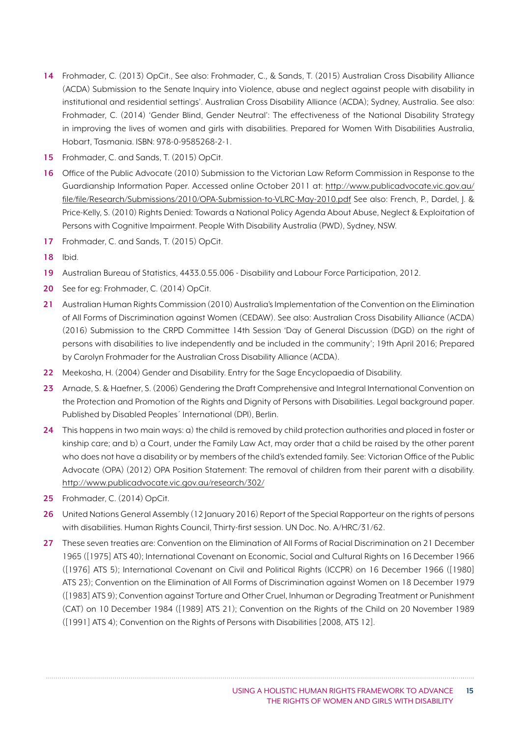14 Frohmader, C. (2013) OpCit., See also: Frohmader, C., & Sands, T. (2015) Australian Cross Disability Alliance (ACDA) Submission to the Senate Inquiry into Violence, abuse and neglect against people with disability in institutional and residential settings'. Australian Cross Disability Alliance (ACDA); Sydney, Australia. See also: Frohmader, C. (2014) 'Gender Blind, Gender Neutral': The effectiveness of the National Disability Strategy in improving the lives of women and girls with disabilities. Prepared for Women With Disabilities Australia, Hobart, Tasmania. ISBN: 978-0-9585268-2-1.

15 Frohmader, C. and Sands, T. (2015) OpCit.

16 Office of the Public Advocate (2010) Submission to the Victorian Law Reform Commission in Response to the Guardianship Information Paper. Accessed online October 2011 at: http://www.publicadvocate.vic.gov.au/file/file/Research/Submissions/2010/OPA-Submission-to-VLRC-May-2010.pdf See also: French, P., Dardel, J. & Price-Kelly, S. (2010) Rights Denied: Towards a National Policy Agenda About Abuse, Neglect & Exploitation of Persons with Cognitive Impairment. People With Disability Australia (PWD), Sydney, NSW.

17 Frohmader, C. and Sands, T. (2015) OpCit.

18 Ibid.

19 Australian Bureau of Statistics, 4433.0.55.006 - Disability and Labour Force Participation, 2012.

20 See for eg: Frohmader, C. (2014) OpCit.

21 Australian Human Rights Commission (2010) Australia's Implementation of the Convention on the Elimination of All Forms of Discrimination against Women (CEDAW). See also: Australian Cross Disability Alliance (ACDA) (2016) Submission to the CRPD Committee 14th Session 'Day of General Discussion (DGD) on the right of persons with disabilities to live independently and be included in the community'; 19th April 2016; Prepared by Carolyn Frohmader for the Australian Cross Disability Alliance (ACDA).

22 Meekosha, H. (2004) Gender and Disability. Entry for the Sage Encyclopaedia of Disability.

23 Arnade, S. & Haefner, S. (2006) Gendering the Draft Comprehensive and Integral International Convention on the Protection and Promotion of the Rights and Dignity of Persons with Disabilities. Legal background paper. Published by Disabled Peoples´ International (DPI), Berlin.

24 This happens in two main ways: a) the child is removed by child protection authorities and placed in foster or kinship care; and b) a Court, under the Family Law Act, may order that a child be raised by the other parent who does not have a disability or by members of the child's extended family. See: Victorian Office of the Public Advocate (OPA) (2012) OPA Position Statement: The removal of children from their parent with a disability. http://www.publicadvocate.vic.gov.au/research/302/

25 Frohmader, C. (2014) OpCit.

26 United Nations General Assembly (12 January 2016) Report of the Special Rapporteur on the rights of persons with disabilities. Human Rights Council, Thirty-first session. UN Doc. No. A/HRC/31/62.

27 These seven treaties are: Convention on the Elimination of All Forms of Racial Discrimination on 21 December 1965 ([1975] ATS 40); International Covenant on Economic, Social and Cultural Rights on 16 December 1966 ([1976] ATS 5); International Covenant on Civil and Political Rights (ICCPR) on 16 December 1966 ([1980] ATS 23); Convention on the Elimination of All Forms of Discrimination against Women on 18 December 1979 ([1983] ATS 9); Convention against Torture and Other Cruel, Inhuman or Degrading Treatment or Punishment (CAT) on 10 December 1984 ([1989] ATS 21); Convention on the Rights of the Child on 20 November 1989 ([1991] ATS 4); Convention on the Rights of Persons with Disabilities [2008, ATS 12].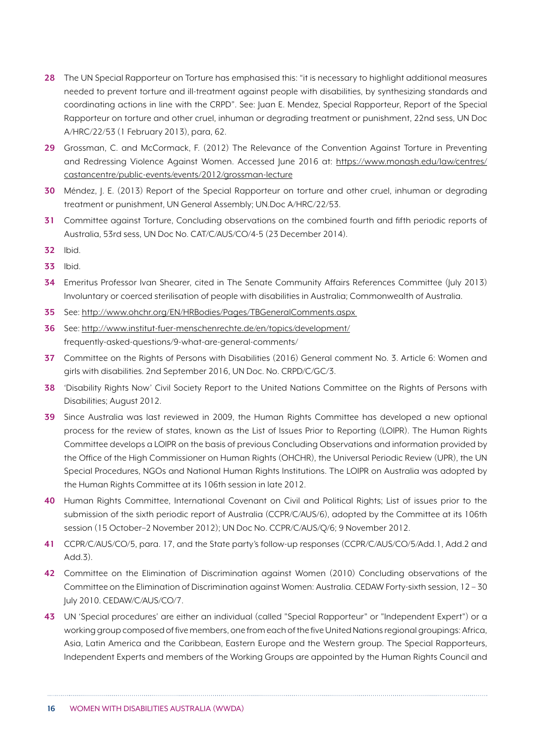28 The UN Special Rapporteur on Torture has emphasised this: "it is necessary to highlight additional measures needed to prevent torture and ill-treatment against people with disabilities, by synthesizing standards and coordinating actions in line with the CRPD". See: Juan E. Mendez, Special Rapporteur, Report of the Special Rapporteur on torture and other cruel, inhuman or degrading treatment or punishment, 22nd sess, UN Doc A/HRC/22/53 (1 February 2013), para, 62.

29 Grossman, C. and McCormack, F. (2012) The Relevance of the Convention Against Torture in Preventing and Redressing Violence Against Women. Accessed June 2016 at: https://www.monash.edu/law/centres/castancentre/public-events/events/2012/grossman-lecture

30 Méndez, J. E. (2013) Report of the Special Rapporteur on torture and other cruel, inhuman or degrading treatment or punishment, UN General Assembly; UN.Doc A/HRC/22/53.

31 Committee against Torture, Concluding observations on the combined fourth and fifth periodic reports of Australia, 53rd sess, UN Doc No. CAT/C/AUS/CO/4-5 (23 December 2014).

32 Ibid.

33 Ibid.

34 Emeritus Professor Ivan Shearer, cited in The Senate Community Affairs References Committee (July 2013) Involuntary or coerced sterilisation of people with disabilities in Australia; Commonwealth of Australia.

35 See: http://www.ohchr.org/EN/HRBodies/Pages/TBGeneralComments.aspx

36 See: http://www.institut-fuer-menschenrechte.de/en/topics/development/frequently-asked-questions/9-what-are-general-comments/

37 Committee on the Rights of Persons with Disabilities (2016) General comment No. 3. Article 6: Women and girls with disabilities. 2nd September 2016, UN Doc. No. CRPD/C/GC/3.

38 'Disability Rights Now' Civil Society Report to the United Nations Committee on the Rights of Persons with Disabilities; August 2012.

39 Since Australia was last reviewed in 2009, the Human Rights Committee has developed a new optional process for the review of states, known as the List of Issues Prior to Reporting (LOIPR). The Human Rights Committee develops a LOIPR on the basis of previous Concluding Observations and information provided by the Office of the High Commissioner on Human Rights (OHCHR), the Universal Periodic Review (UPR), the UN Special Procedures, NGOs and National Human Rights Institutions. The LOIPR on Australia was adopted by the Human Rights Committee at its 106th session in late 2012.

40 Human Rights Committee, International Covenant on Civil and Political Rights; List of issues prior to the submission of the sixth periodic report of Australia (CCPR/C/AUS/6), adopted by the Committee at its 106th session (15 October–2 November 2012); UN Doc No. CCPR/C/AUS/Q/6; 9 November 2012.

41 CCPR/C/AUS/CO/5, para. 17, and the State party's follow-up responses (CCPR/C/AUS/CO/5/Add.1, Add.2 and Add.3).

42 Committee on the Elimination of Discrimination against Women (2010) Concluding observations of the Committee on the Elimination of Discrimination against Women: Australia. CEDAW Forty-sixth session, 12 – 30 July 2010. CEDAW/C/AUS/CO/7.

43 UN 'Special procedures' are either an individual (called "Special Rapporteur" or "Independent Expert") or a working group composed of five members, one from each of the five United Nations regional groupings: Africa, Asia, Latin America and the Caribbean, Eastern Europe and the Western group. The Special Rapporteurs, Independent Experts and members of the Working Groups are appointed by the Human Rights Council and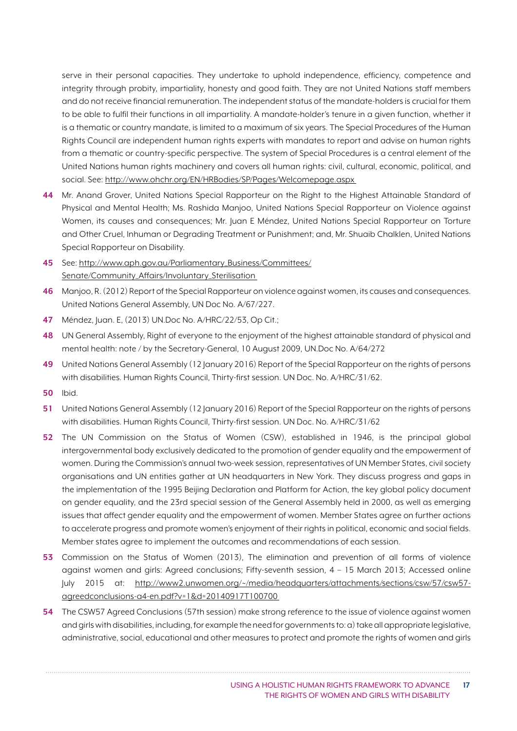serve in their personal capacities. They undertake to uphold independence, efficiency, competence and integrity through probity, impartiality, honesty and good faith. They are not United Nations staff members and do not receive financial remuneration. The independent status of the mandate-holders is crucial for them to be able to fulfil their functions in all impartiality. A mandate-holder's tenure in a given function, whether it is a thematic or country mandate, is limited to a maximum of six years. The Special Procedures of the Human Rights Council are independent human rights experts with mandates to report and advise on human rights from a thematic or country-specific perspective. The system of Special Procedures is a central element of the United Nations human rights machinery and covers all human rights: civil, cultural, economic, political, and social. See: http://www.ohchr.org/EN/HRBodies/SP/Pages/Welcomepage.aspx

**44** Mr. Anand Grover, United Nations Special Rapporteur on the Right to the Highest Attainable Standard of Physical and Mental Health; Ms. Rashida Manjoo, United Nations Special Rapporteur on Violence against Women, its causes and consequences; Mr. Juan E Méndez, United Nations Special Rapporteur on Torture and Other Cruel, Inhuman or Degrading Treatment or Punishment; and, Mr. Shuaib Chalklen, United Nations Special Rapporteur on Disability.

**45** See: http://www.aph.gov.au/Parliamentary_Business/Committees/Senate/Community_Affairs/Involuntary_Sterilisation

**46** Manjoo, R. (2012) Report of the Special Rapporteur on violence against women, its causes and consequences. United Nations General Assembly, UN Doc No. A/67/227.

**47** Méndez, Juan. E, (2013) UN.Doc No. A/HRC/22/53, Op Cit.;

**48** UN General Assembly, Right of everyone to the enjoyment of the highest attainable standard of physical and mental health: note / by the Secretary-General, 10 August 2009, UN.Doc No. A/64/272

**49** United Nations General Assembly (12 January 2016) Report of the Special Rapporteur on the rights of persons with disabilities. Human Rights Council, Thirty-first session. UN Doc. No. A/HRC/31/62.

**50** Ibid.

**51** United Nations General Assembly (12 January 2016) Report of the Special Rapporteur on the rights of persons with disabilities. Human Rights Council, Thirty-first session. UN Doc. No. A/HRC/31/62

**52** The UN Commission on the Status of Women (CSW), established in 1946, is the principal global intergovernmental body exclusively dedicated to the promotion of gender equality and the empowerment of women. During the Commission's annual two-week session, representatives of UN Member States, civil society organisations and UN entities gather at UN headquarters in New York. They discuss progress and gaps in the implementation of the 1995 Beijing Declaration and Platform for Action, the key global policy document on gender equality, and the 23rd special session of the General Assembly held in 2000, as well as emerging issues that affect gender equality and the empowerment of women. Member States agree on further actions to accelerate progress and promote women's enjoyment of their rights in political, economic and social fields. Member states agree to implement the outcomes and recommendations of each session.

**53** Commission on the Status of Women (2013), The elimination and prevention of all forms of violence against women and girls: Agreed conclusions; Fifty-seventh session, 4 – 15 March 2013; Accessed online July 2015 at: http://www2.unwomen.org/~/media/headquarters/attachments/sections/csw/57/csw57-agreedconclusions-a4-en.pdf?v=1&d=20140917T100700

**54** The CSW57 Agreed Conclusions (57th session) make strong reference to the issue of violence against women and girls with disabilities, including, for example the need for governments to: a) take all appropriate legislative, administrative, social, educational and other measures to protect and promote the rights of women and girls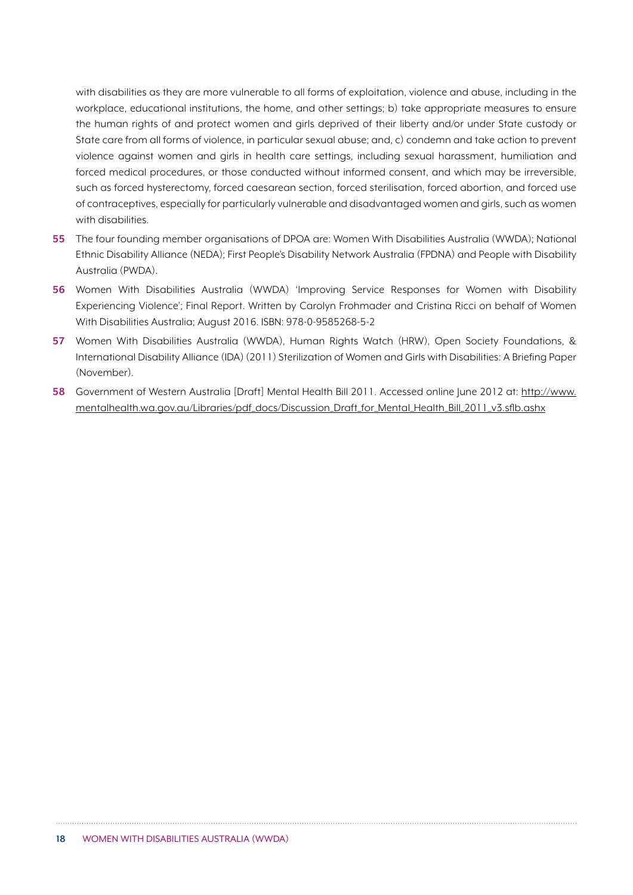with disabilities as they are more vulnerable to all forms of exploitation, violence and abuse, including in the workplace, educational institutions, the home, and other settings; b) take appropriate measures to ensure the human rights of and protect women and girls deprived of their liberty and/or under State custody or State care from all forms of violence, in particular sexual abuse; and, c) condemn and take action to prevent violence against women and girls in health care settings, including sexual harassment, humiliation and forced medical procedures, or those conducted without informed consent, and which may be irreversible, such as forced hysterectomy, forced caesarean section, forced sterilisation, forced abortion, and forced use of contraceptives, especially for particularly vulnerable and disadvantaged women and girls, such as women with disabilities.

**55** The four founding member organisations of DPOA are: Women With Disabilities Australia (WWDA); National Ethnic Disability Alliance (NEDA); First People's Disability Network Australia (FPDNA) and People with Disability Australia (PWDA).

**56** Women With Disabilities Australia (WWDA) 'Improving Service Responses for Women with Disability Experiencing Violence'; Final Report. Written by Carolyn Frohmader and Cristina Ricci on behalf of Women With Disabilities Australia; August 2016. ISBN: 978-0-9585268-5-2

**57** Women With Disabilities Australia (WWDA), Human Rights Watch (HRW), Open Society Foundations, & International Disability Alliance (IDA) (2011) Sterilization of Women and Girls with Disabilities: A Briefing Paper (November).

**58** Government of Western Australia [Draft] Mental Health Bill 2011. Accessed online June 2012 at: http://www.mentalhealth.wa.gov.au/Libraries/pdf_docs/Discussion_Draft_for_Mental_Health_Bill_2011_v3.sflb.ashx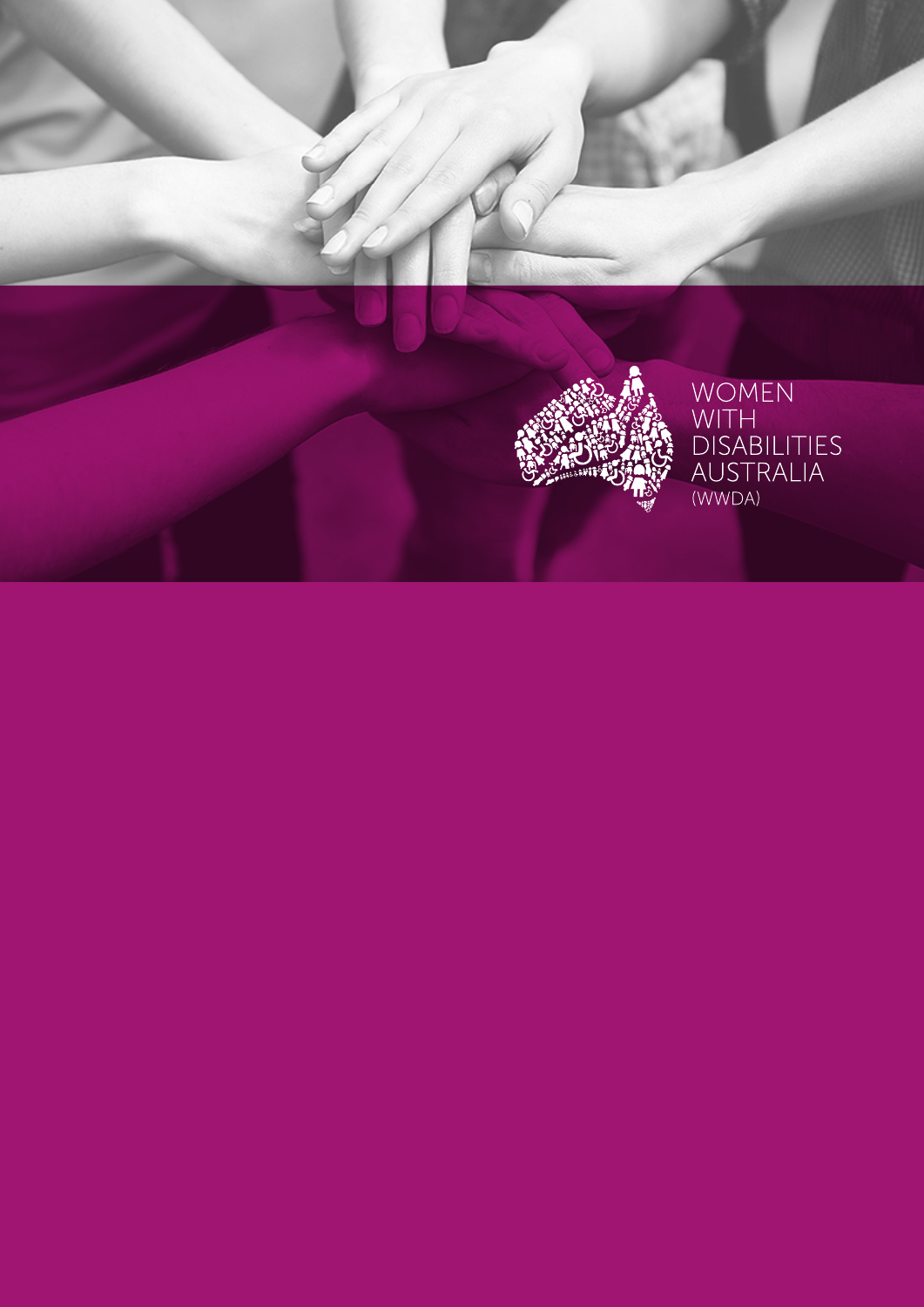WOMEN
WITH
DISABILITIES
AUSTRALIA
(WWDA)